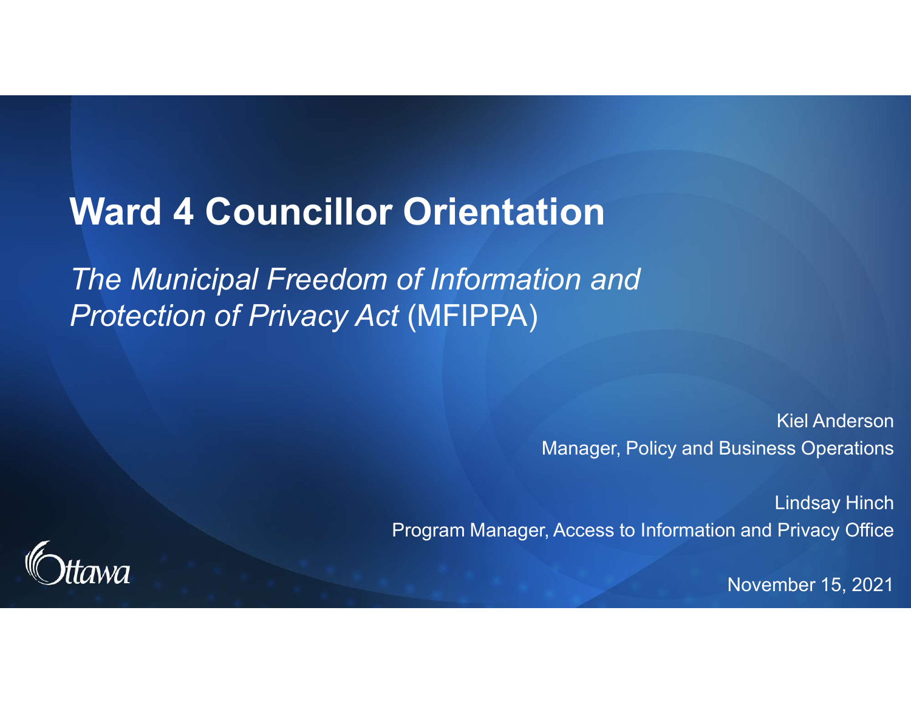# Ward 4 Councillor Orientation

*The Municipal Freedom of Information and Protection of Privacy Act* (MFIPPA)

Kiel Anderson
Manager, Policy and Business Operations

Lindsay Hinch
Program Manager, Access to Information and Privacy Office

November 15, 2021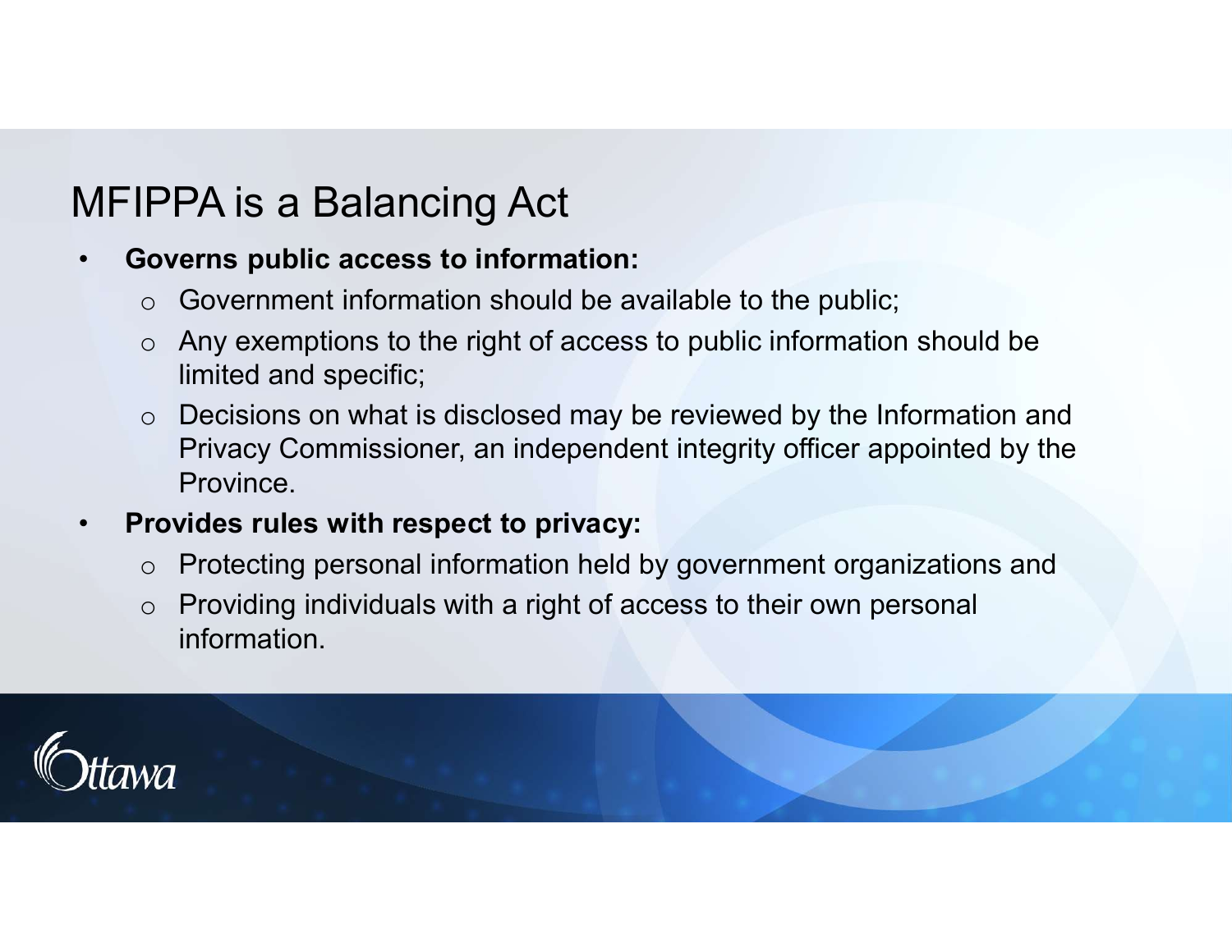# MFIPPA is a Balancing Act

- **Governs public access to information:**
  - Government information should be available to the public;
  - Any exemptions to the right of access to public information should be limited and specific;
  - Decisions on what is disclosed may be reviewed by the Information and Privacy Commissioner, an independent integrity officer appointed by the Province.
- **Provides rules with respect to privacy:**
  - Protecting personal information held by government organizations and
  - Providing individuals with a right of access to their own personal information.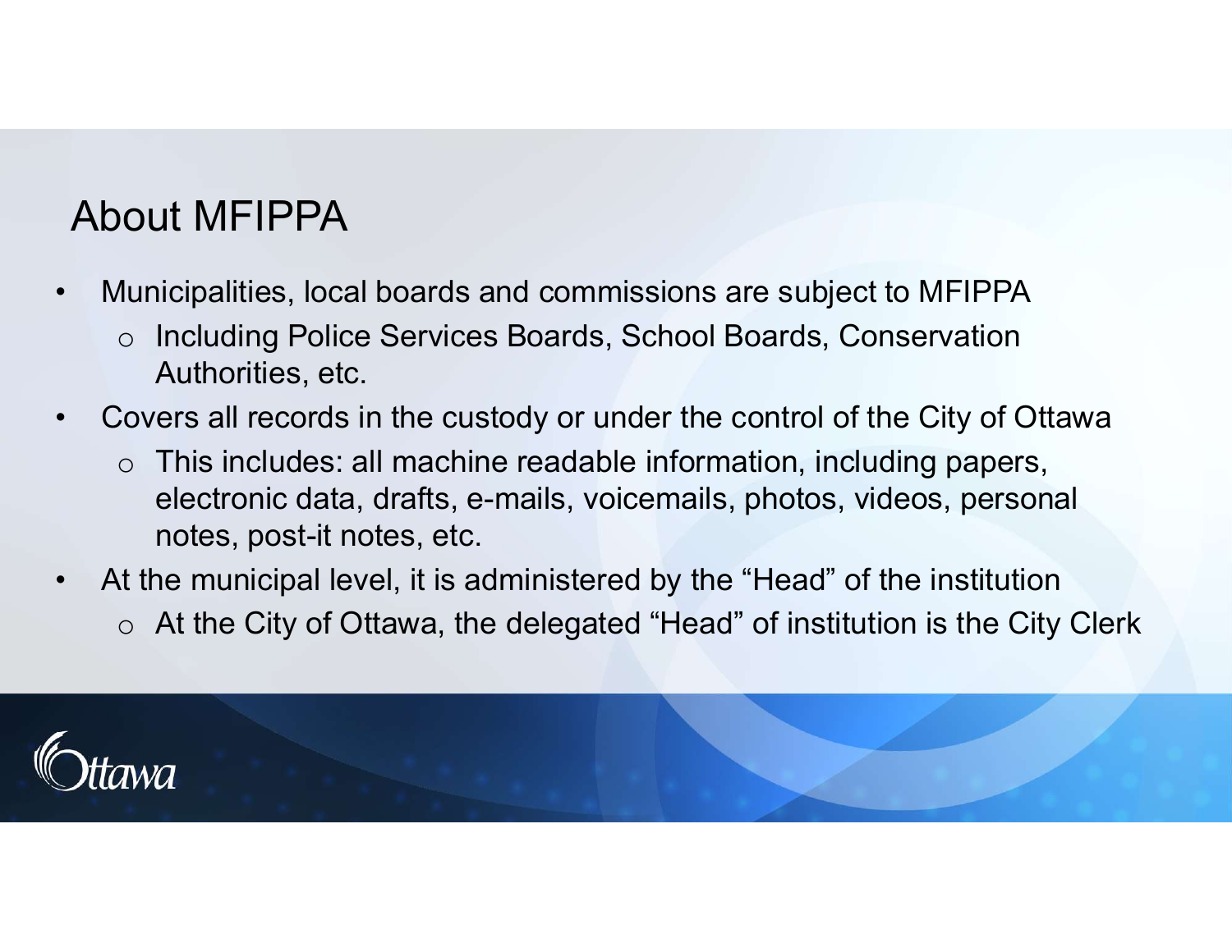## About MFIPPA

- Municipalities, local boards and commissions are subject to MFIPPA
  - Including Police Services Boards, School Boards, Conservation Authorities, etc.
- Covers all records in the custody or under the control of the City of Ottawa
  - This includes: all machine readable information, including papers, electronic data, drafts, e-mails, voicemails, photos, videos, personal notes, post-it notes, etc.
- At the municipal level, it is administered by the "Head" of the institution
  - At the City of Ottawa, the delegated "Head" of institution is the City Clerk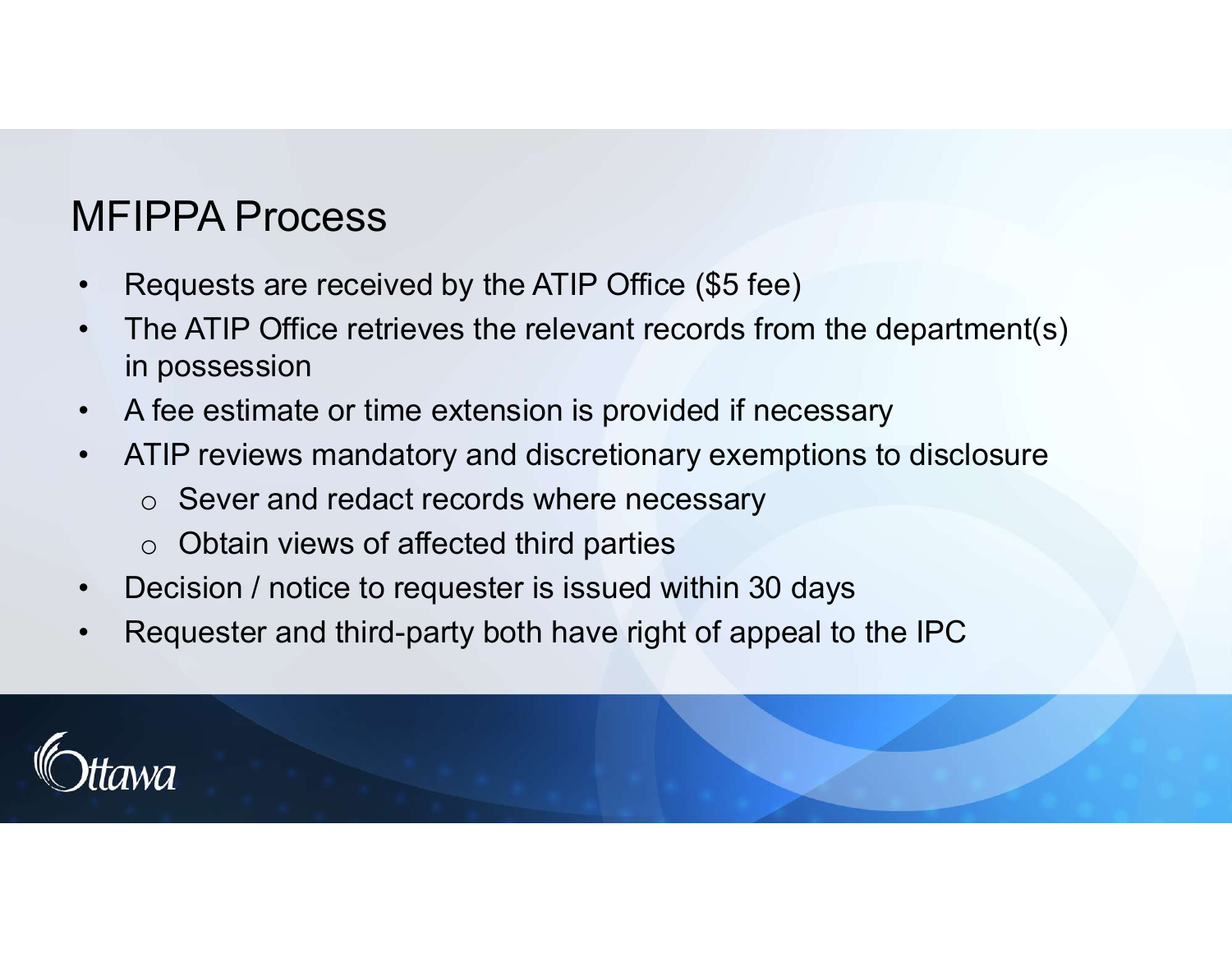# MFIPPA Process

- Requests are received by the ATIP Office ($5 fee)
- The ATIP Office retrieves the relevant records from the department(s) in possession
- A fee estimate or time extension is provided if necessary
- ATIP reviews mandatory and discretionary exemptions to disclosure
  - Sever and redact records where necessary
  - Obtain views of affected third parties
- Decision / notice to requester is issued within 30 days
- Requester and third-party both have right of appeal to the IPC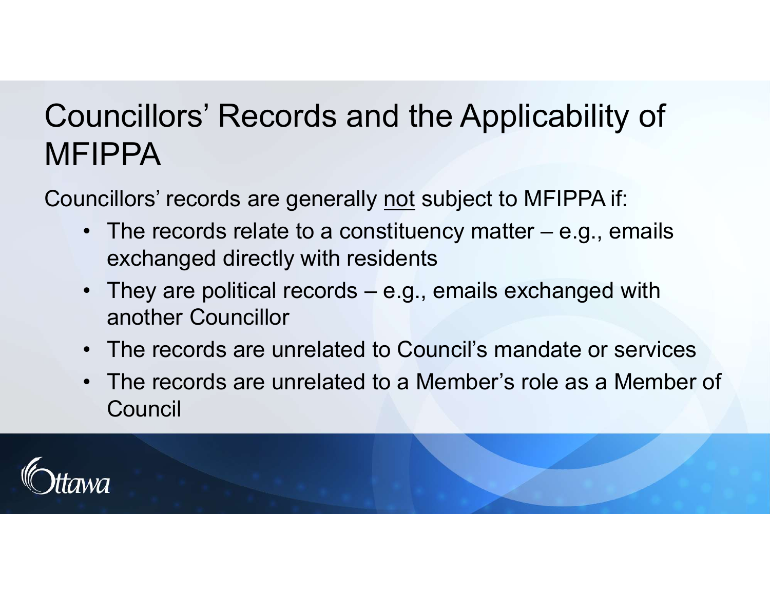# Councillors' Records and the Applicability of MFIPPA

Councillors' records are generally <u>not</u> subject to MFIPPA if:

- The records relate to a constituency matter – e.g., emails exchanged directly with residents
- They are political records – e.g., emails exchanged with another Councillor
- The records are unrelated to Council's mandate or services
- The records are unrelated to a Member's role as a Member of Council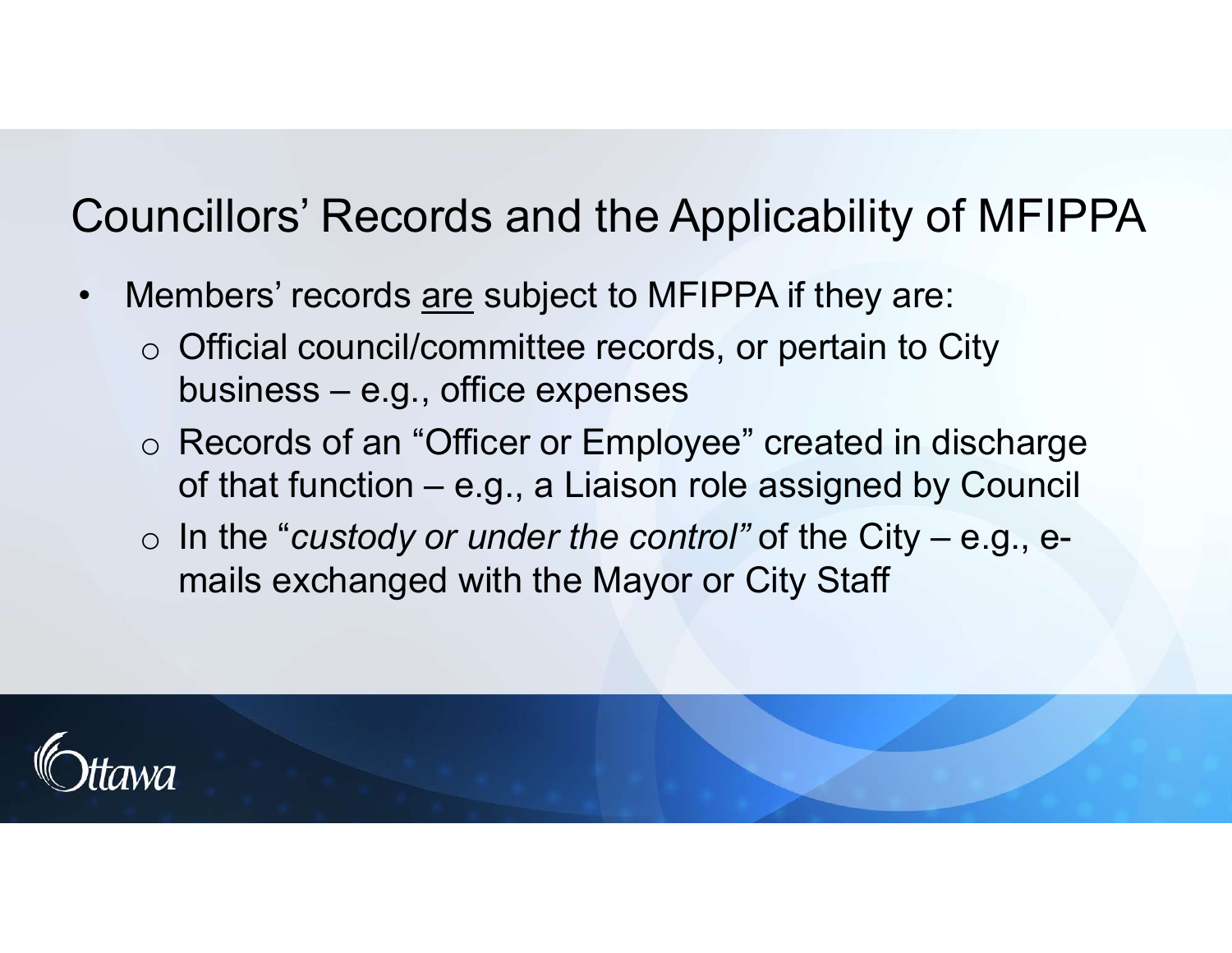# Councillors' Records and the Applicability of MFIPPA

- Members' records <u>are</u> subject to MFIPPA if they are:
  - Official council/committee records, or pertain to City business – e.g., office expenses
  - Records of an "Officer or Employee" created in discharge of that function – e.g., a Liaison role assigned by Council
  - In the "*custody or under the control"* of the City – e.g., e-mails exchanged with the Mayor or City Staff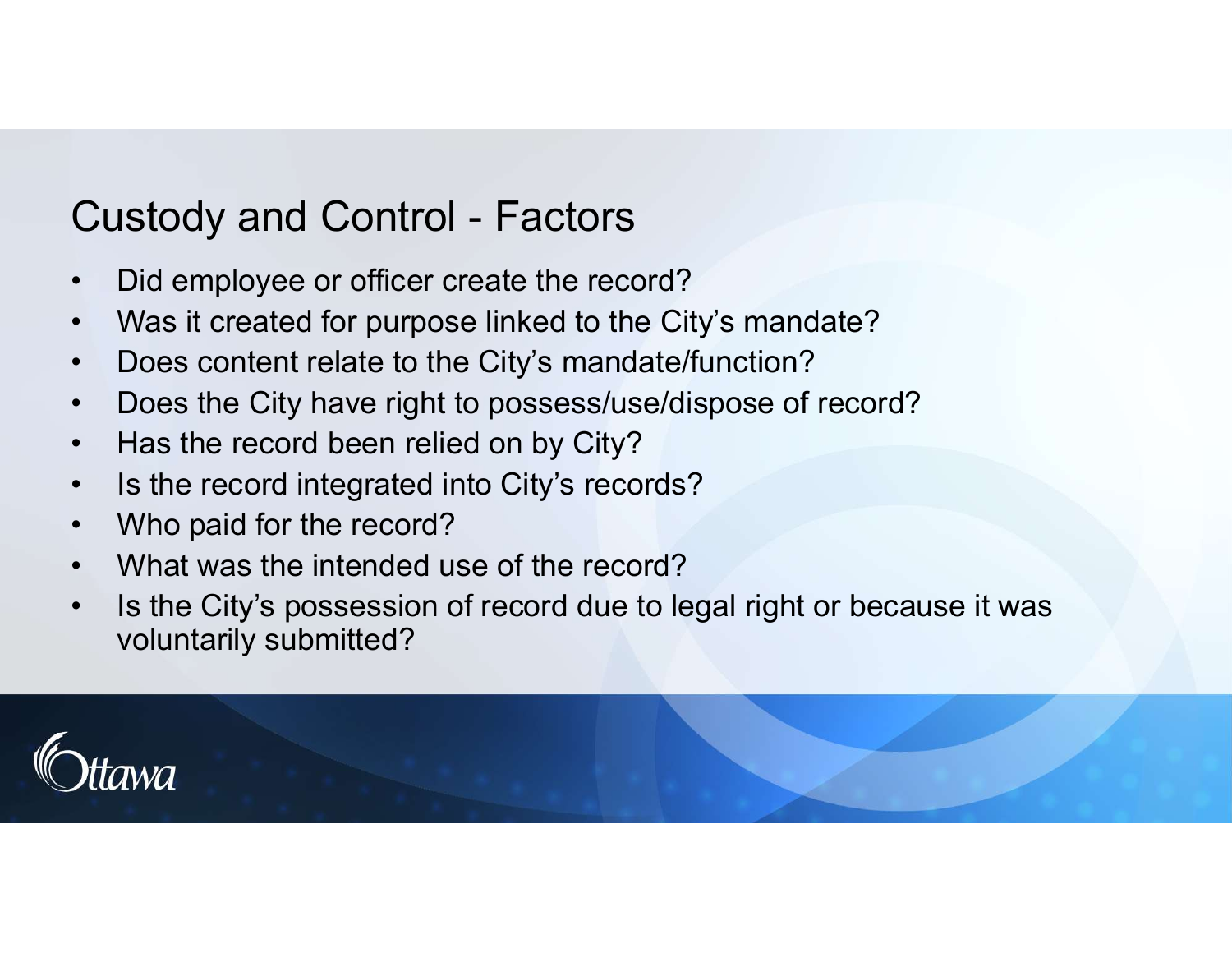# Custody and Control - Factors

- Did employee or officer create the record?
- Was it created for purpose linked to the City's mandate?
- Does content relate to the City's mandate/function?
- Does the City have right to possess/use/dispose of record?
- Has the record been relied on by City?
- Is the record integrated into City's records?
- Who paid for the record?
- What was the intended use of the record?
- Is the City's possession of record due to legal right or because it was voluntarily submitted?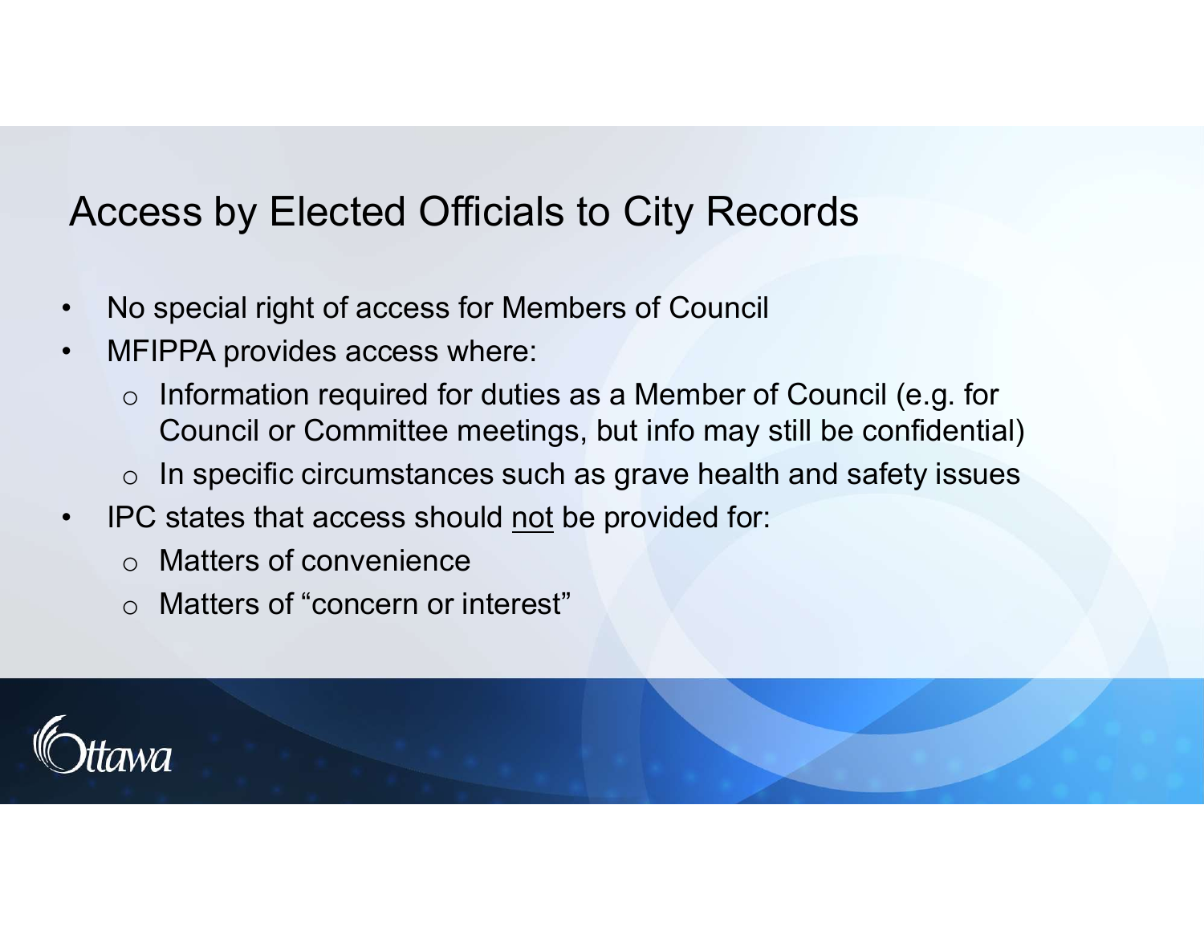# Access by Elected Officials to City Records

- No special right of access for Members of Council
- MFIPPA provides access where:
  - Information required for duties as a Member of Council (e.g. for Council or Committee meetings, but info may still be confidential)
  - In specific circumstances such as grave health and safety issues
- IPC states that access should <u>not</u> be provided for:
  - Matters of convenience
  - Matters of “concern or interest”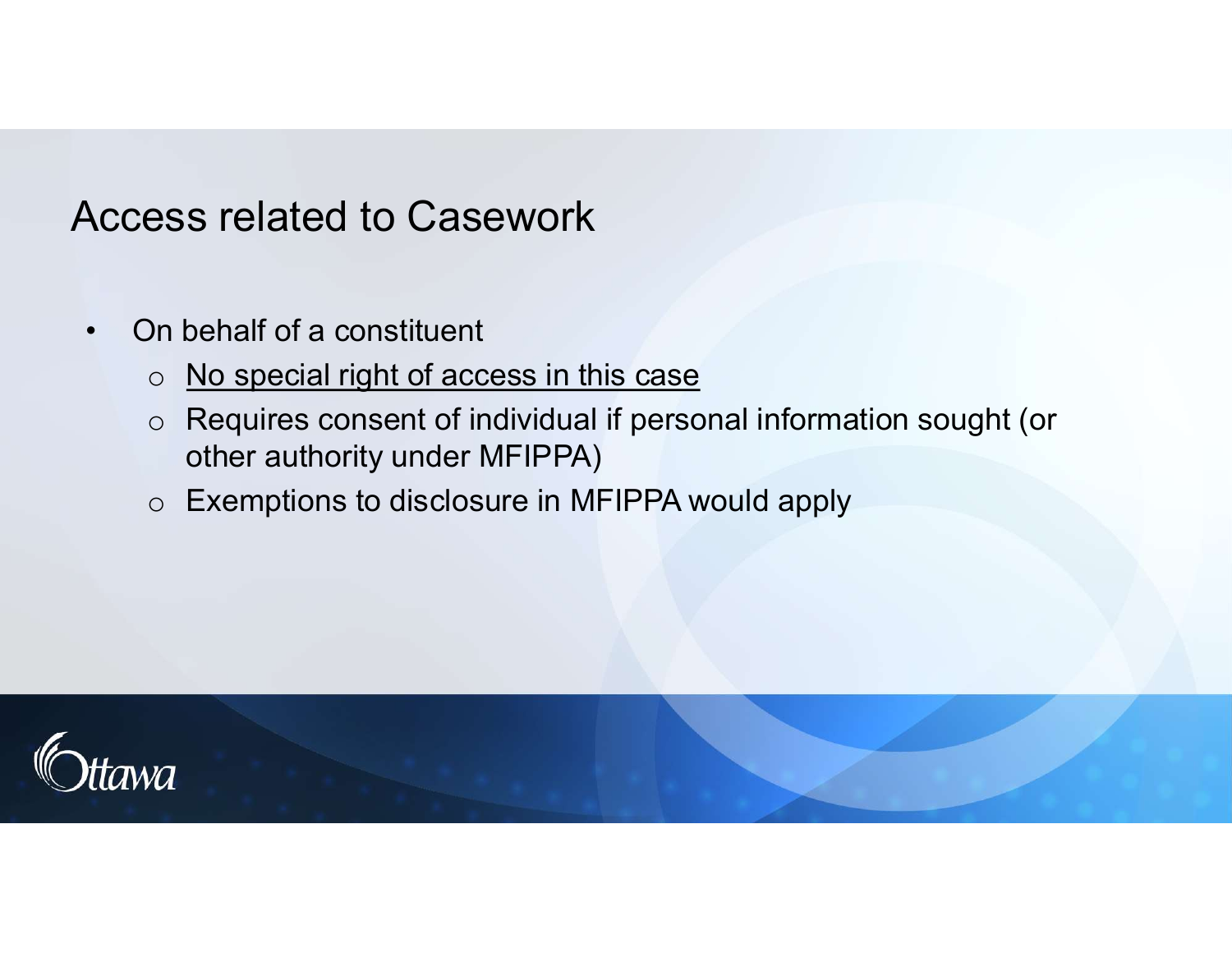# Access related to Casework

- On behalf of a constituent
  - <u>No special right of access in this case</u>
  - Requires consent of individual if personal information sought (or other authority under MFIPPA)
  - Exemptions to disclosure in MFIPPA would apply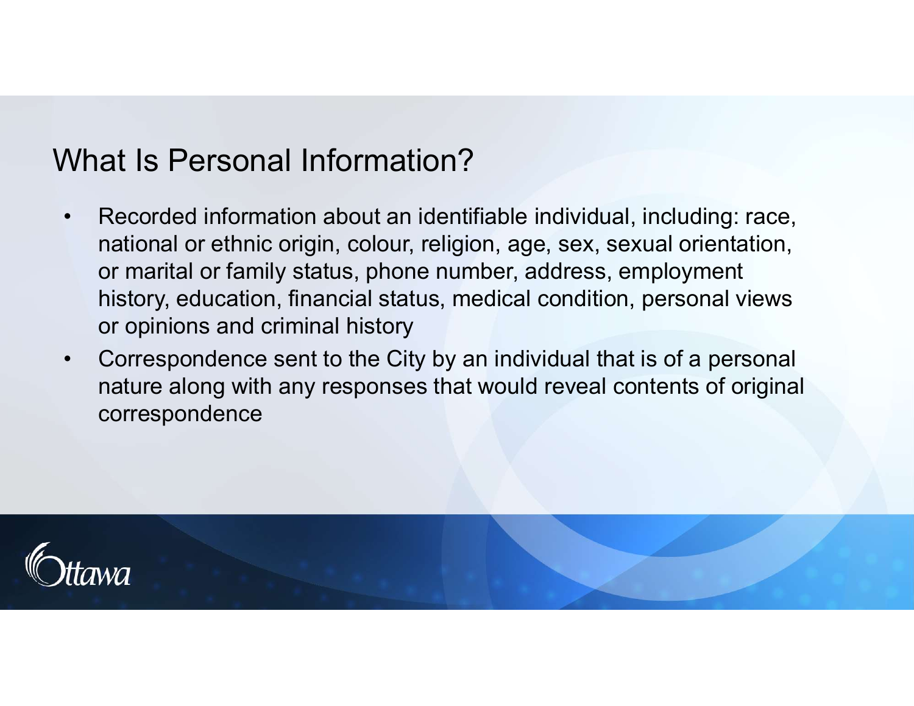# What Is Personal Information?

- Recorded information about an identifiable individual, including: race, national or ethnic origin, colour, religion, age, sex, sexual orientation, or marital or family status, phone number, address, employment history, education, financial status, medical condition, personal views or opinions and criminal history
- Correspondence sent to the City by an individual that is of a personal nature along with any responses that would reveal contents of original correspondence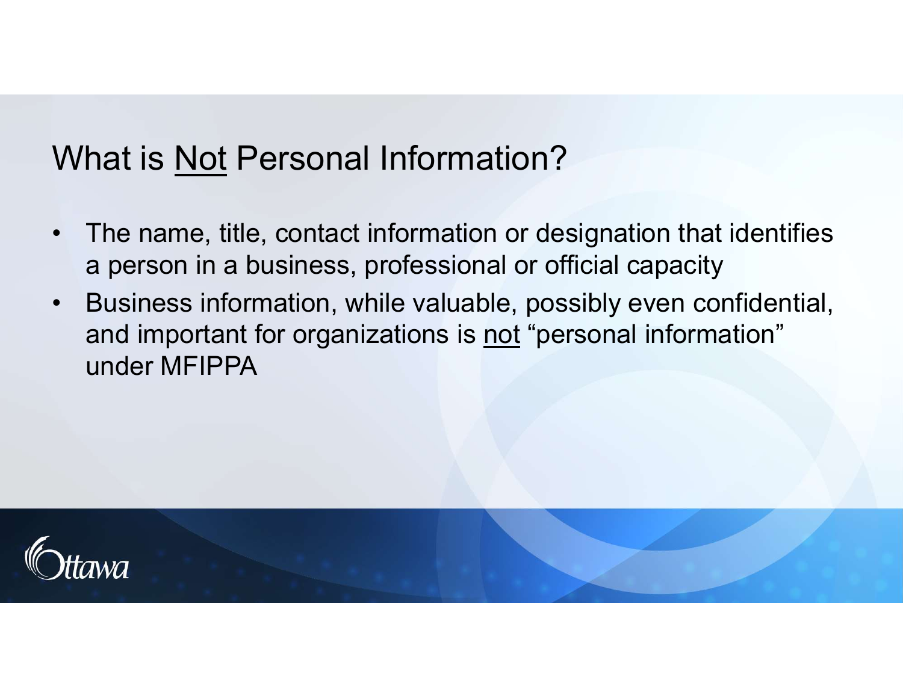# What is Not Personal Information?

- The name, title, contact information or designation that identifies a person in a business, professional or official capacity
- Business information, while valuable, possibly even confidential, and important for organizations is not "personal information" under MFIPPA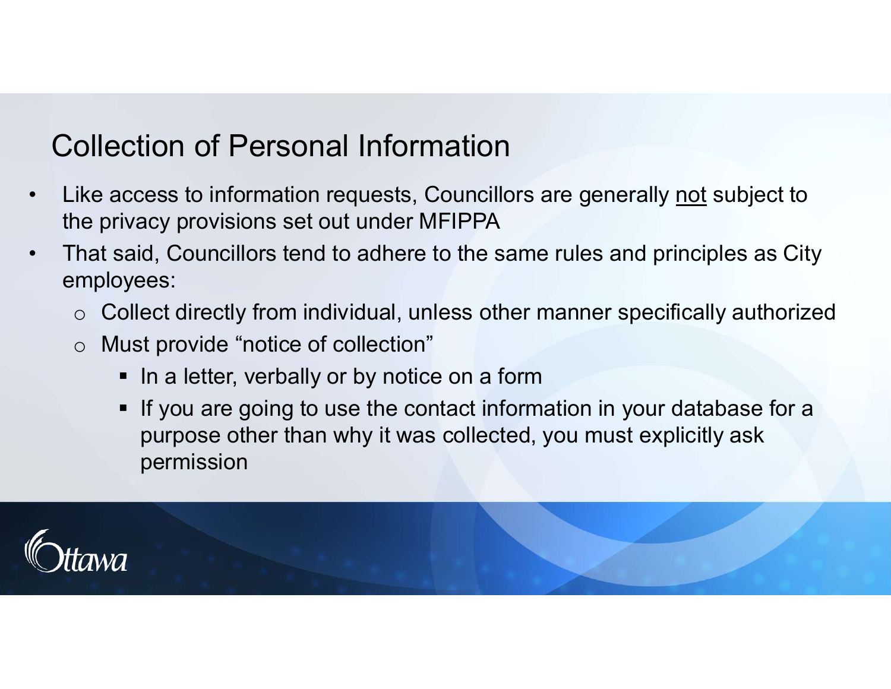## Collection of Personal Information

- Like access to information requests, Councillors are generally <u>not</u> subject to the privacy provisions set out under MFIPPA
- That said, Councillors tend to adhere to the same rules and principles as City employees:
  - Collect directly from individual, unless other manner specifically authorized
  - Must provide “notice of collection”
    - In a letter, verbally or by notice on a form
    - If you are going to use the contact information in your database for a purpose other than why it was collected, you must explicitly ask permission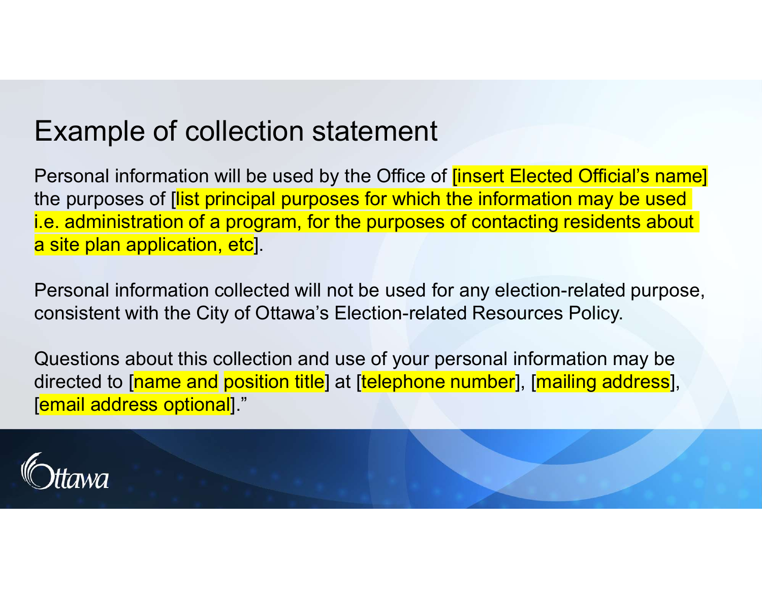# Example of collection statement

Personal information will be used by the Office of [insert Elected Official's name] the purposes of [list principal purposes for which the information may be used i.e. administration of a program, for the purposes of contacting residents about a site plan application, etc].

Personal information collected will not be used for any election-related purpose, consistent with the City of Ottawa's Election-related Resources Policy.

Questions about this collection and use of your personal information may be directed to [name and position title] at [telephone number], [mailing address], [email address optional]."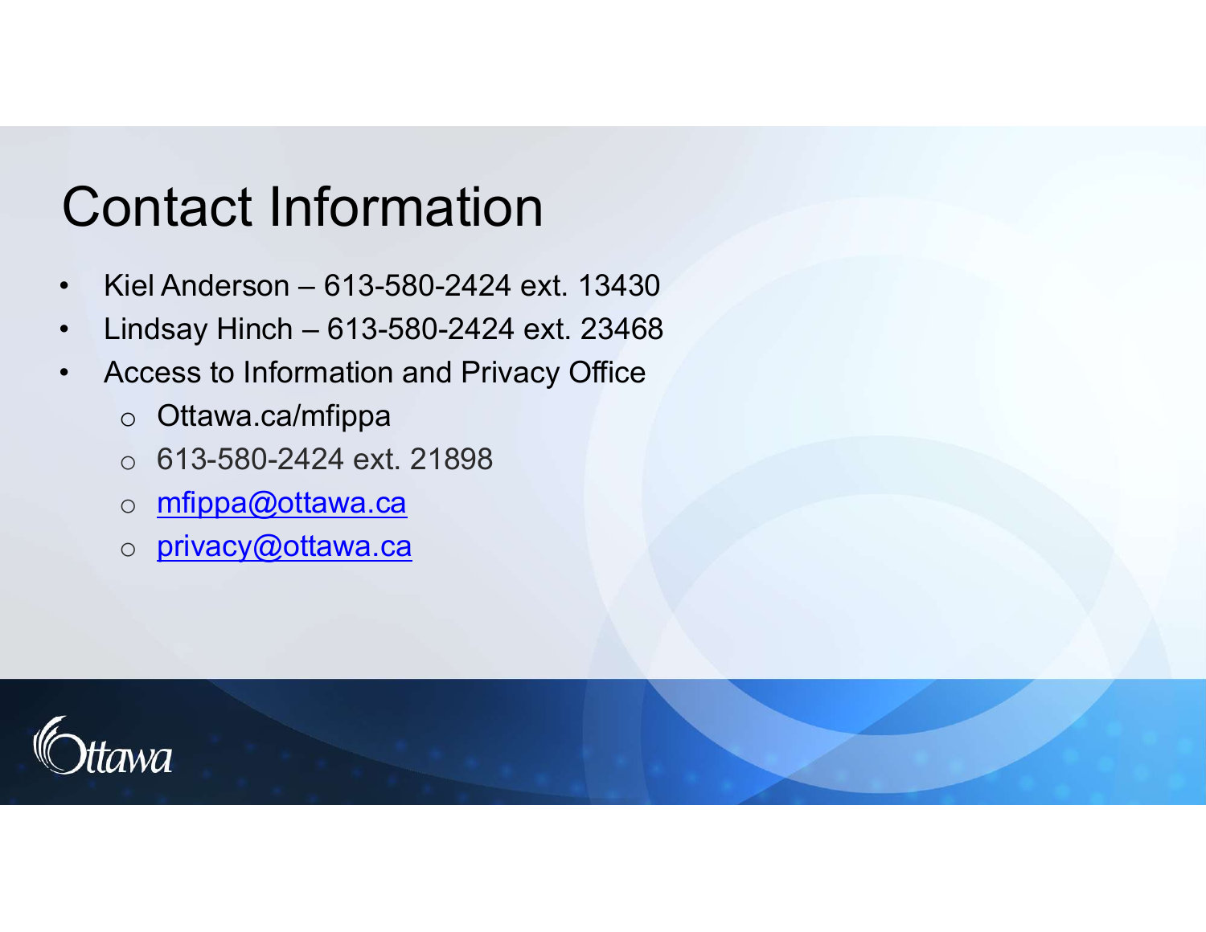# Contact Information

- Kiel Anderson – 613-580-2424 ext. 13430
- Lindsay Hinch – 613-580-2424 ext. 23468
- Access to Information and Privacy Office
  - Ottawa.ca/mfippa
  - 613-580-2424 ext. 21898
  - mfippa@ottawa.ca
  - privacy@ottawa.ca